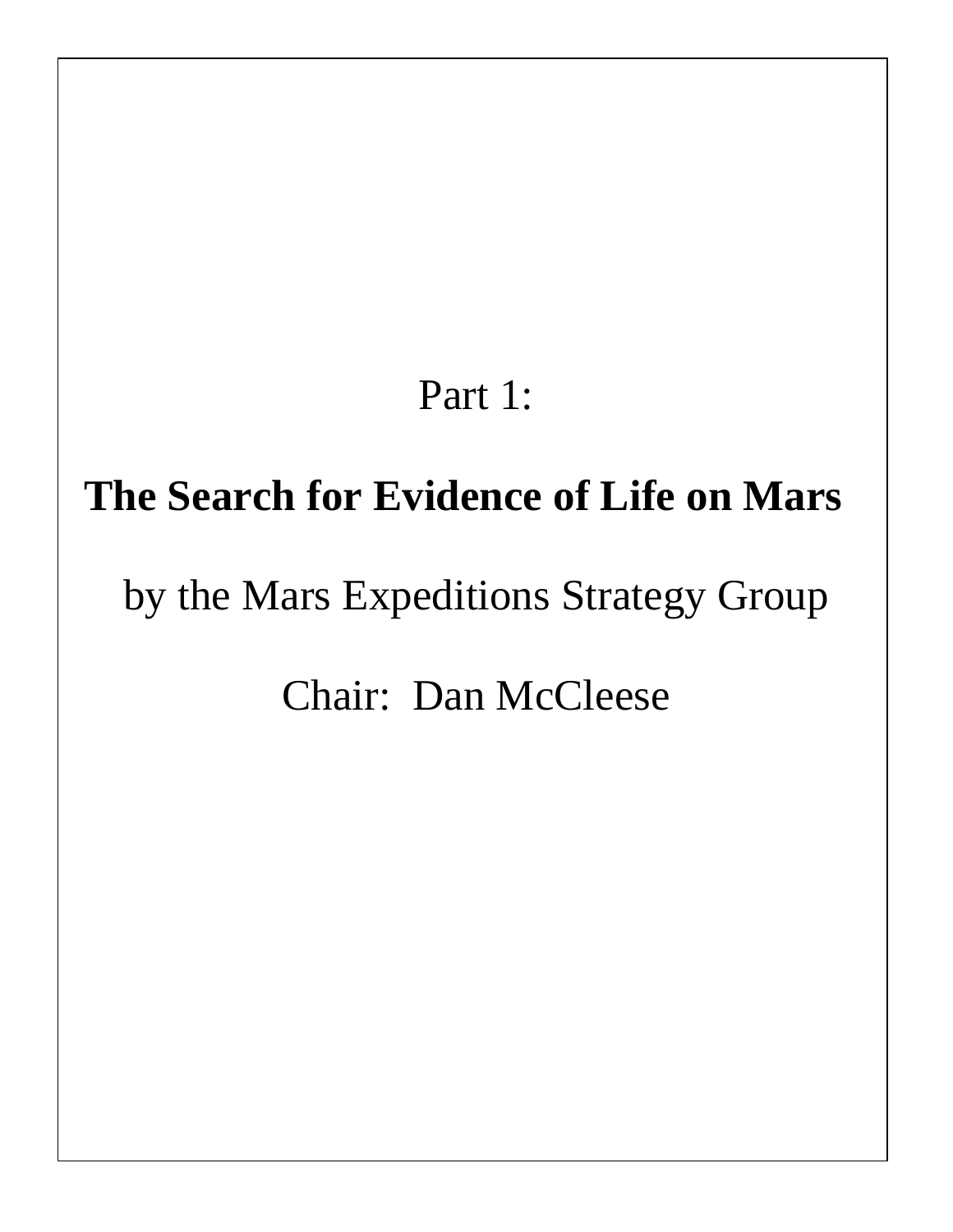Part 1:

# The Search for Evidence of Life on Mars

by the Mars Expeditions Strategy Group

Chair: Dan McCleese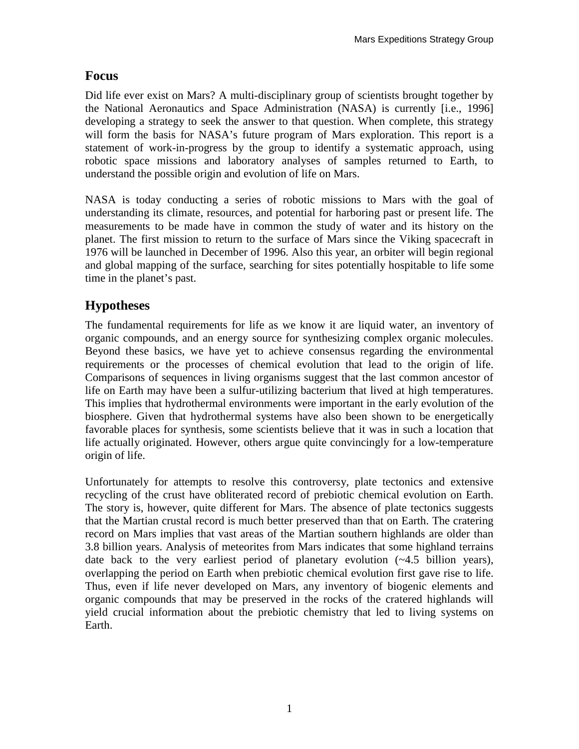## Focus

Did life ever exist on Mars? A multi-disciplinary group of scientists brought together by the National Aeronautics and Space Administration (NASA) is currently [i.e., 1996] developing a strategy to seek the answer to that question. When complete, this strategy will form the basis for NASA's future program of Mars exploration. This report is a statement of work-in-progress by the group to identify a systematic approach, using robotic space missions and laboratory analyses of samples returned to Earth, to understand the possible origin and evolution of life on Mars.

NASA is today conducting a series of robotic missions to Mars with the goal of understanding its climate, resources, and potential for harboring past or present life. The measurements to be made have in common the study of water and its history on the planet. The first mission to return to the surface of Mars since the Viking spacecraft in 1976 will be launched in December of 1996. Also this year, an orbiter will begin regional and global mapping of the surface, searching for sites potentially hospitable to life some time in the planet's past.

## Hypotheses

The fundamental requirements for life as we know it are liquid water, an inventory of organic compounds, and an energy source for synthesizing complex organic molecules. Beyond these basics, we have yet to achieve consensus regarding the environmental requirements or the processes of chemical evolution that lead to the origin of life. Comparisons of sequences in living organisms suggest that the last common ancestor of life on Earth may have been a sulfur-utilizing bacterium that lived at high temperatures. This implies that hydrothermal environments were important in the early evolution of the biosphere. Given that hydrothermal systems have also been shown to be energetically favorable places for synthesis, some scientists believe that it was in such a location that life actually originated. However, others argue quite convincingly for a low-temperature origin of life.

Unfortunately for attempts to resolve this controversy, plate tectonics and extensive recycling of the crust have obliterated record of prebiotic chemical evolution on Earth. The story is, however, quite different for Mars. The absence of plate tectonics suggests that the Martian crustal record is much better preserved than that on Earth. The cratering record on Mars implies that vast areas of the Martian southern highlands are older than 3.8 billion years. Analysis of meteorites from Mars indicates that some highland terrains date back to the very earliest period of planetary evolution (~4.5 billion years), overlapping the period on Earth when prebiotic chemical evolution first gave rise to life. Thus, even if life never developed on Mars, any inventory of biogenic elements and organic compounds that may be preserved in the rocks of the cratered highlands will yield crucial information about the prebiotic chemistry that led to living systems on Earth.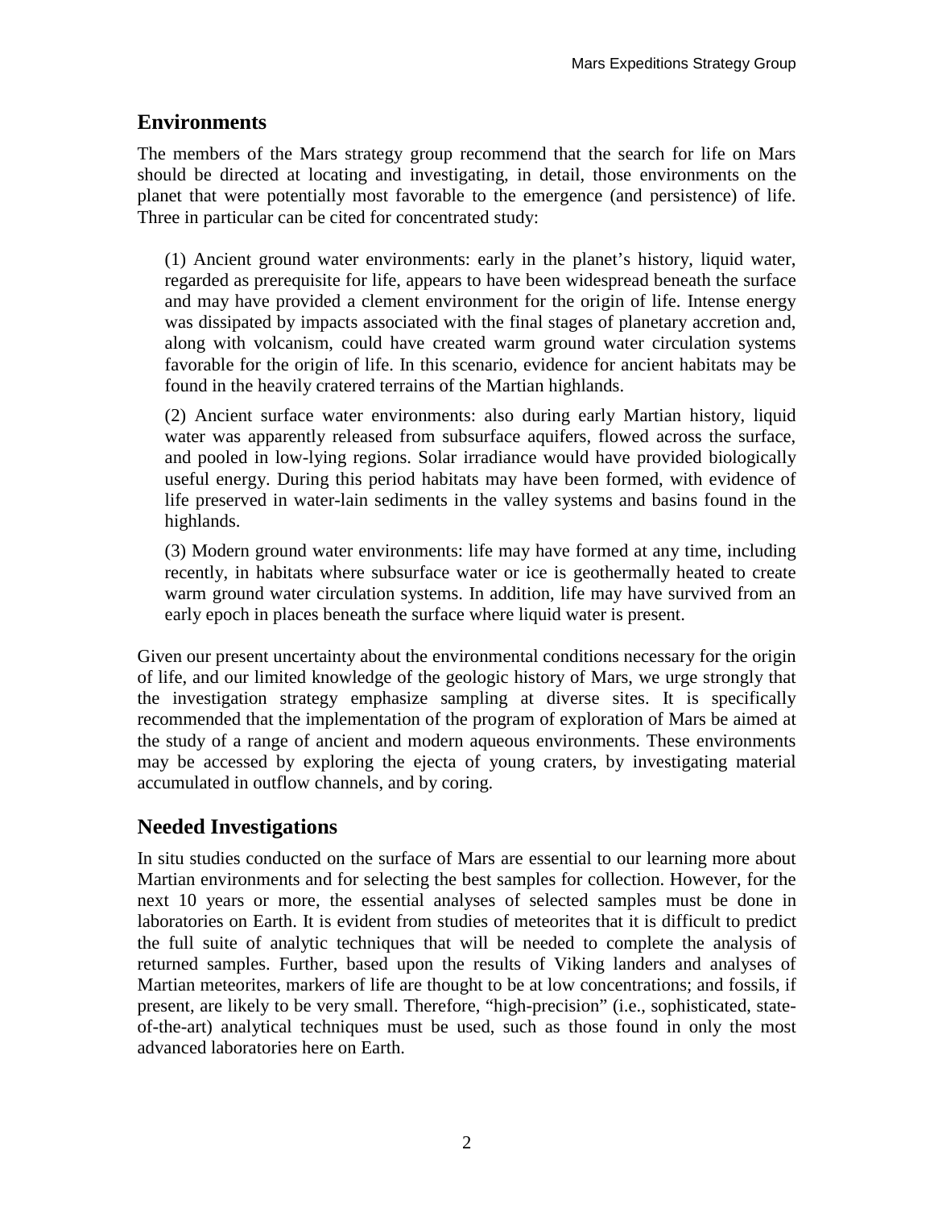## Environments

The members of the Mars strategy group recommend that the search for life on Mars should be directed at locating and investigating, in detail, those environments on the planet that were potentially most favorable to the emergence (and persistence) of life. Three in particular can be cited for concentrated study:

(1) Ancient ground water environments: early in the planet's history, liquid water, regarded as prerequisite for life, appears to have been widespread beneath the surface and may have provided a clement environment for the origin of life. Intense energy was dissipated by impacts associated with the final stages of planetary accretion and, along with volcanism, could have created warm ground water circulation systems favorable for the origin of life. In this scenario, evidence for ancient habitats may be found in the heavily cratered terrains of the Martian highlands.

(2) Ancient surface water environments: also during early Martian history, liquid water was apparently released from subsurface aquifers, flowed across the surface, and pooled in low-lying regions. Solar irradiance would have provided biologically useful energy. During this period habitats may have been formed, with evidence of life preserved in water-lain sediments in the valley systems and basins found in the highlands.

(3) Modern ground water environments: life may have formed at any time, including recently, in habitats where subsurface water or ice is geothermally heated to create warm ground water circulation systems. In addition, life may have survived from an early epoch in places beneath the surface where liquid water is present.

Given our present uncertainty about the environmental conditions necessary for the origin of life, and our limited knowledge of the geologic history of Mars, we urge strongly that the investigation strategy emphasize sampling at diverse sites. It is specifically recommended that the implementation of the program of exploration of Mars be aimed at the study of a range of ancient and modern aqueous environments. These environments may be accessed by exploring the ejecta of young craters, by investigating material accumulated in outflow channels, and by coring.

## Needed Investigations

In situ studies conducted on the surface of Mars are essential to our learning more about Martian environments and for selecting the best samples for collection. However, for the next 10 years or more, the essential analyses of selected samples must be done in laboratories on Earth. It is evident from studies of meteorites that it is difficult to predict the full suite of analytic techniques that will be needed to complete the analysis of returned samples. Further, based upon the results of Viking landers and analyses of Martian meteorites, markers of life are thought to be at low concentrations; and fossils, if present, are likely to be very small. Therefore, "high-precision" (i.e., sophisticated, state-of-the-art) analytical techniques must be used, such as those found in only the most advanced laboratories here on Earth.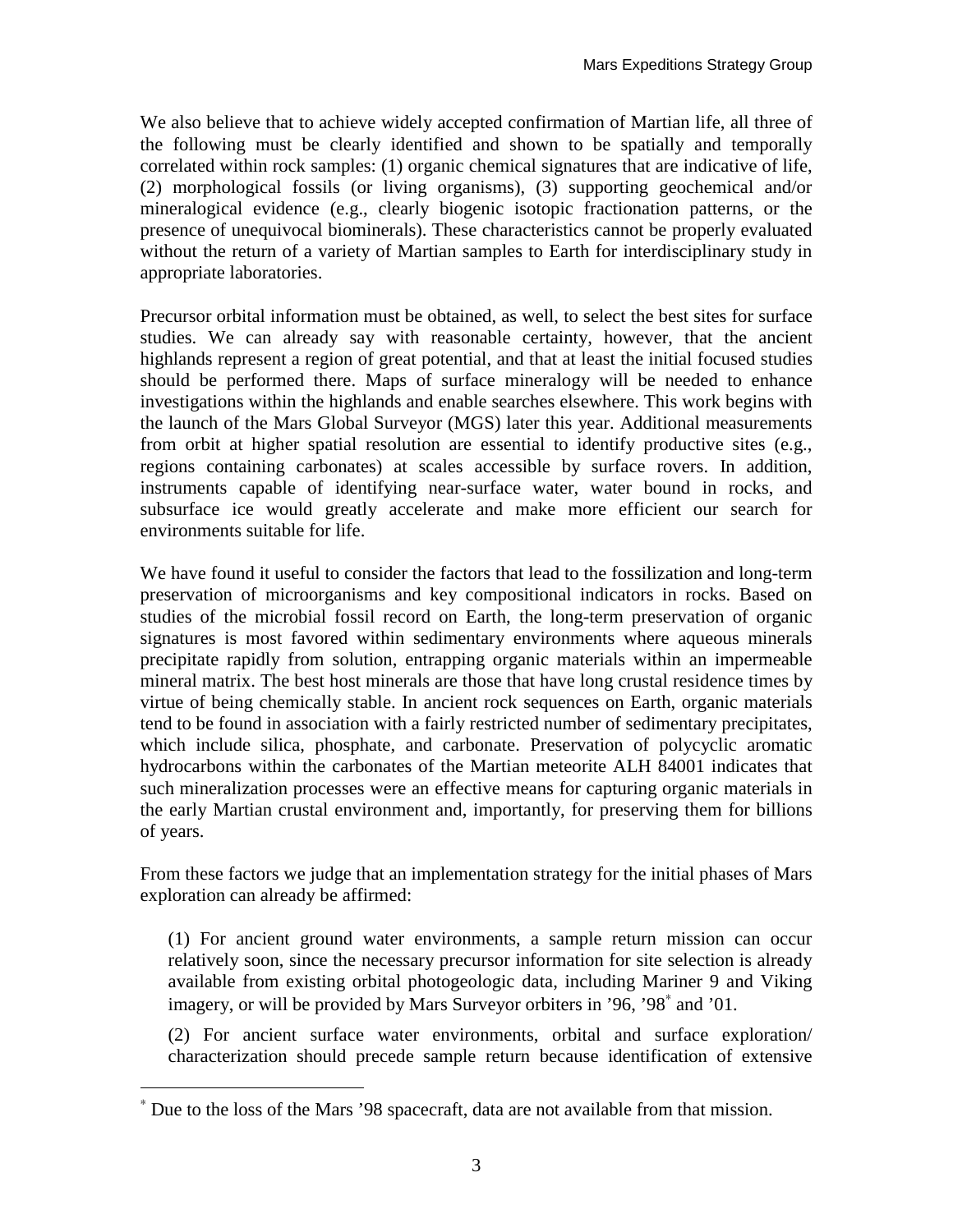We also believe that to achieve widely accepted confirmation of Martian life, all three of the following must be clearly identified and shown to be spatially and temporally correlated within rock samples: (1) organic chemical signatures that are indicative of life, (2) morphological fossils (or living organisms), (3) supporting geochemical and/or mineralogical evidence (e.g., clearly biogenic isotopic fractionation patterns, or the presence of unequivocal biominerals). These characteristics cannot be properly evaluated without the return of a variety of Martian samples to Earth for interdisciplinary study in appropriate laboratories.

Precursor orbital information must be obtained, as well, to select the best sites for surface studies. We can already say with reasonable certainty, however, that the ancient highlands represent a region of great potential, and that at least the initial focused studies should be performed there. Maps of surface mineralogy will be needed to enhance investigations within the highlands and enable searches elsewhere. This work begins with the launch of the Mars Global Surveyor (MGS) later this year. Additional measurements from orbit at higher spatial resolution are essential to identify productive sites (e.g., regions containing carbonates) at scales accessible by surface rovers. In addition, instruments capable of identifying near-surface water, water bound in rocks, and subsurface ice would greatly accelerate and make more efficient our search for environments suitable for life.

We have found it useful to consider the factors that lead to the fossilization and long-term preservation of microorganisms and key compositional indicators in rocks. Based on studies of the microbial fossil record on Earth, the long-term preservation of organic signatures is most favored within sedimentary environments where aqueous minerals precipitate rapidly from solution, entrapping organic materials within an impermeable mineral matrix. The best host minerals are those that have long crustal residence times by virtue of being chemically stable. In ancient rock sequences on Earth, organic materials tend to be found in association with a fairly restricted number of sedimentary precipitates, which include silica, phosphate, and carbonate. Preservation of polycyclic aromatic hydrocarbons within the carbonates of the Martian meteorite ALH 84001 indicates that such mineralization processes were an effective means for capturing organic materials in the early Martian crustal environment and, importantly, for preserving them for billions of years.

From these factors we judge that an implementation strategy for the initial phases of Mars exploration can already be affirmed:

(1) For ancient ground water environments, a sample return mission can occur relatively soon, since the necessary precursor information for site selection is already available from existing orbital photogeologic data, including Mariner 9 and Viking imagery, or will be provided by Mars Surveyor orbiters in '96, '98* and '01.

(2) For ancient surface water environments, orbital and surface exploration/ characterization should precede sample return because identification of extensive

* Due to the loss of the Mars '98 spacecraft, data are not available from that mission.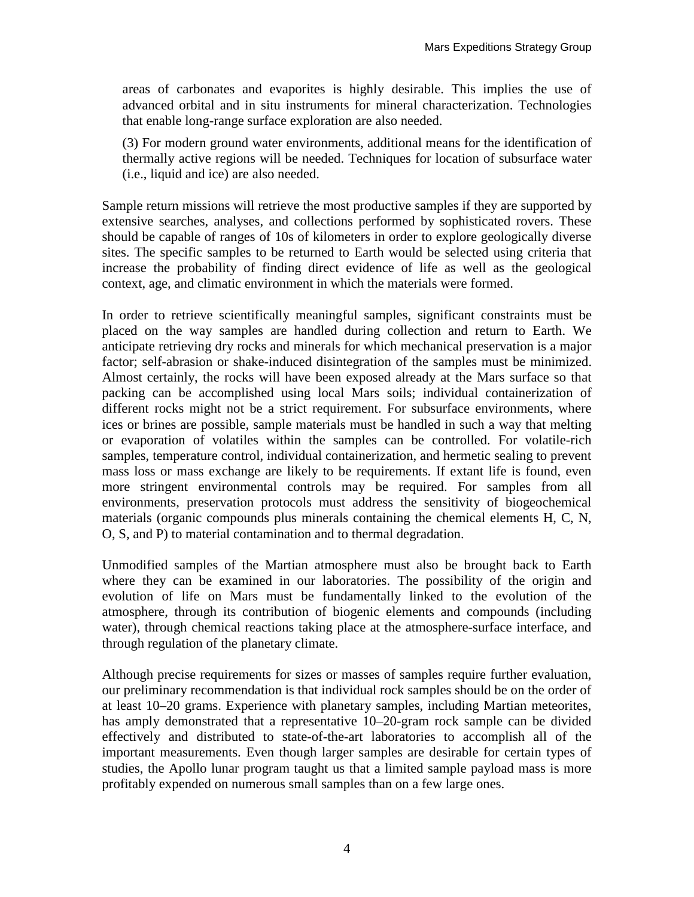areas of carbonates and evaporites is highly desirable. This implies the use of advanced orbital and in situ instruments for mineral characterization. Technologies that enable long-range surface exploration are also needed.

(3) For modern ground water environments, additional means for the identification of thermally active regions will be needed. Techniques for location of subsurface water (i.e., liquid and ice) are also needed.

Sample return missions will retrieve the most productive samples if they are supported by extensive searches, analyses, and collections performed by sophisticated rovers. These should be capable of ranges of 10s of kilometers in order to explore geologically diverse sites. The specific samples to be returned to Earth would be selected using criteria that increase the probability of finding direct evidence of life as well as the geological context, age, and climatic environment in which the materials were formed.

In order to retrieve scientifically meaningful samples, significant constraints must be placed on the way samples are handled during collection and return to Earth. We anticipate retrieving dry rocks and minerals for which mechanical preservation is a major factor; self-abrasion or shake-induced disintegration of the samples must be minimized. Almost certainly, the rocks will have been exposed already at the Mars surface so that packing can be accomplished using local Mars soils; individual containerization of different rocks might not be a strict requirement. For subsurface environments, where ices or brines are possible, sample materials must be handled in such a way that melting or evaporation of volatiles within the samples can be controlled. For volatile-rich samples, temperature control, individual containerization, and hermetic sealing to prevent mass loss or mass exchange are likely to be requirements. If extant life is found, even more stringent environmental controls may be required. For samples from all environments, preservation protocols must address the sensitivity of biogeochemical materials (organic compounds plus minerals containing the chemical elements H, C, N, O, S, and P) to material contamination and to thermal degradation.

Unmodified samples of the Martian atmosphere must also be brought back to Earth where they can be examined in our laboratories. The possibility of the origin and evolution of life on Mars must be fundamentally linked to the evolution of the atmosphere, through its contribution of biogenic elements and compounds (including water), through chemical reactions taking place at the atmosphere-surface interface, and through regulation of the planetary climate.

Although precise requirements for sizes or masses of samples require further evaluation, our preliminary recommendation is that individual rock samples should be on the order of at least 10–20 grams. Experience with planetary samples, including Martian meteorites, has amply demonstrated that a representative 10–20-gram rock sample can be divided effectively and distributed to state-of-the-art laboratories to accomplish all of the important measurements. Even though larger samples are desirable for certain types of studies, the Apollo lunar program taught us that a limited sample payload mass is more profitably expended on numerous small samples than on a few large ones.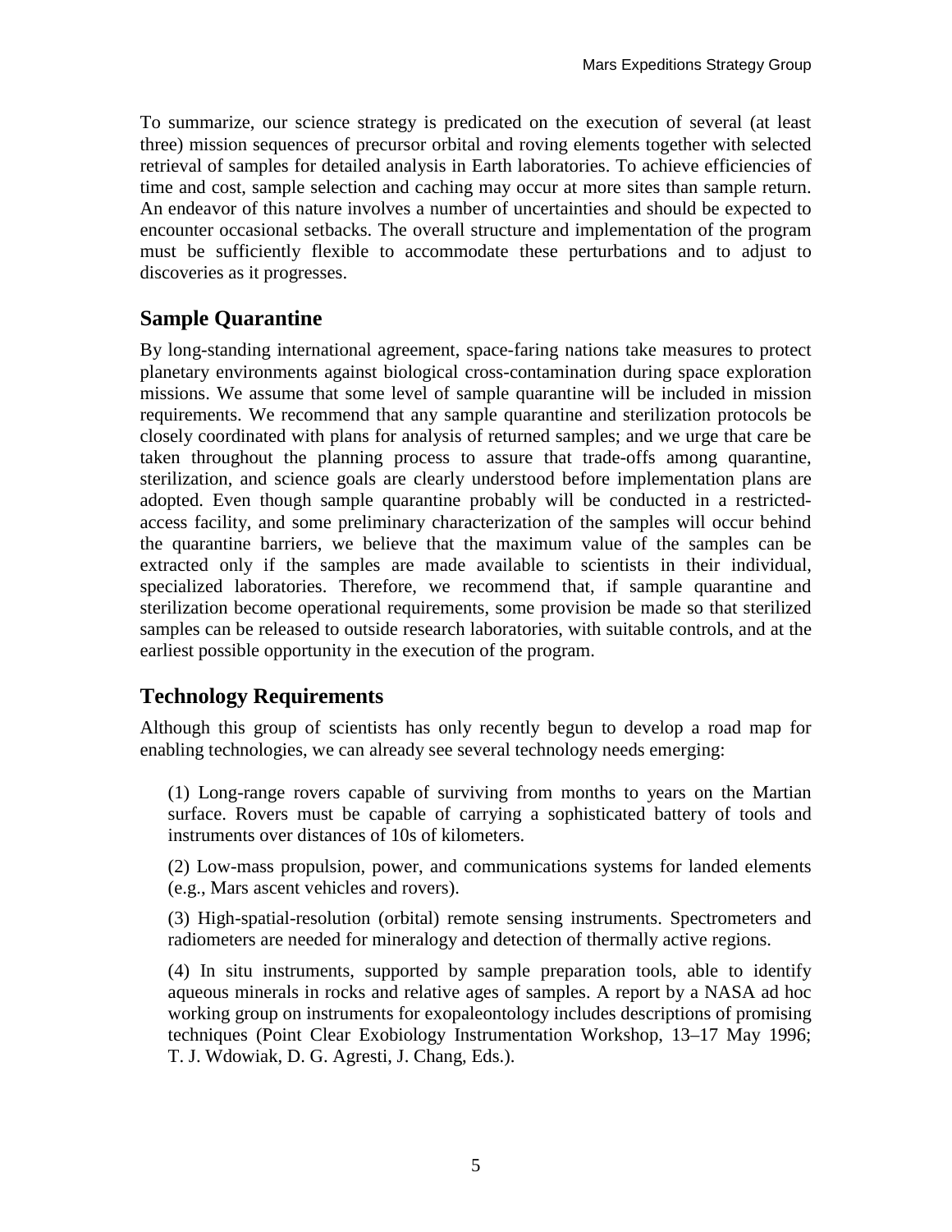To summarize, our science strategy is predicated on the execution of several (at least three) mission sequences of precursor orbital and roving elements together with selected retrieval of samples for detailed analysis in Earth laboratories. To achieve efficiencies of time and cost, sample selection and caching may occur at more sites than sample return. An endeavor of this nature involves a number of uncertainties and should be expected to encounter occasional setbacks. The overall structure and implementation of the program must be sufficiently flexible to accommodate these perturbations and to adjust to discoveries as it progresses.

## Sample Quarantine

By long-standing international agreement, space-faring nations take measures to protect planetary environments against biological cross-contamination during space exploration missions. We assume that some level of sample quarantine will be included in mission requirements. We recommend that any sample quarantine and sterilization protocols be closely coordinated with plans for analysis of returned samples; and we urge that care be taken throughout the planning process to assure that trade-offs among quarantine, sterilization, and science goals are clearly understood before implementation plans are adopted. Even though sample quarantine probably will be conducted in a restricted-access facility, and some preliminary characterization of the samples will occur behind the quarantine barriers, we believe that the maximum value of the samples can be extracted only if the samples are made available to scientists in their individual, specialized laboratories. Therefore, we recommend that, if sample quarantine and sterilization become operational requirements, some provision be made so that sterilized samples can be released to outside research laboratories, with suitable controls, and at the earliest possible opportunity in the execution of the program.

## Technology Requirements

Although this group of scientists has only recently begun to develop a road map for enabling technologies, we can already see several technology needs emerging:

(1) Long-range rovers capable of surviving from months to years on the Martian surface. Rovers must be capable of carrying a sophisticated battery of tools and instruments over distances of 10s of kilometers.

(2) Low-mass propulsion, power, and communications systems for landed elements (e.g., Mars ascent vehicles and rovers).

(3) High-spatial-resolution (orbital) remote sensing instruments. Spectrometers and radiometers are needed for mineralogy and detection of thermally active regions.

(4) In situ instruments, supported by sample preparation tools, able to identify aqueous minerals in rocks and relative ages of samples. A report by a NASA ad hoc working group on instruments for exopaleontology includes descriptions of promising techniques (Point Clear Exobiology Instrumentation Workshop, 13–17 May 1996; T. J. Wdowiak, D. G. Agresti, J. Chang, Eds.).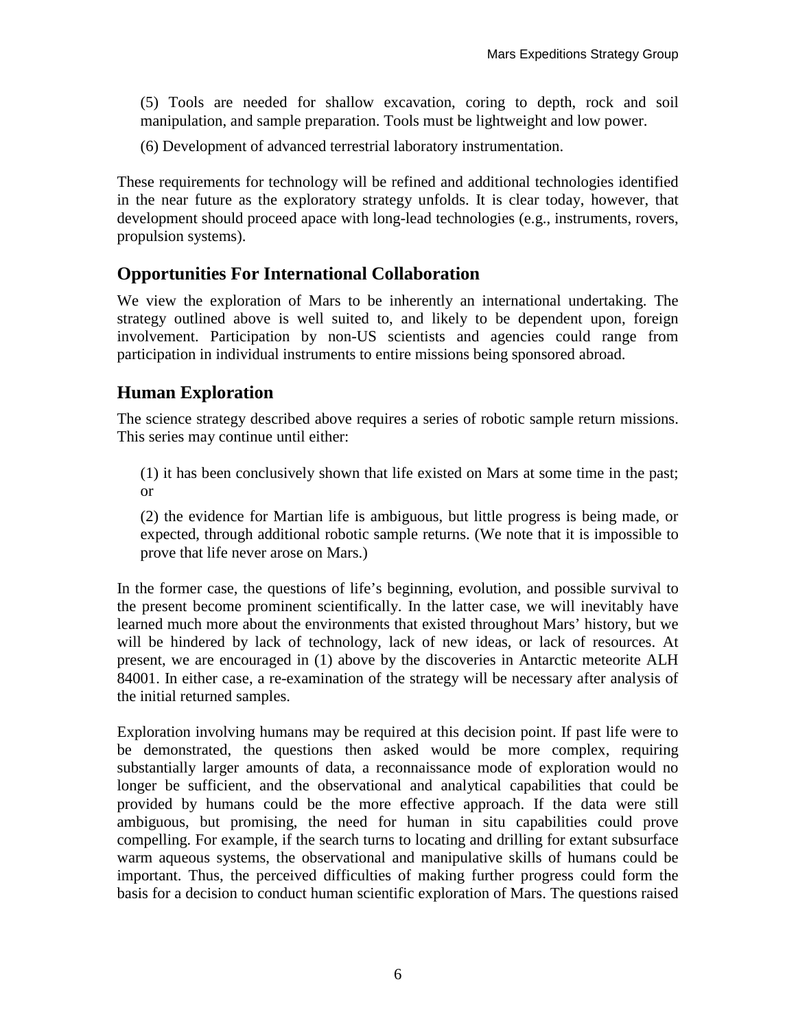(5) Tools are needed for shallow excavation, coring to depth, rock and soil manipulation, and sample preparation. Tools must be lightweight and low power.

(6) Development of advanced terrestrial laboratory instrumentation.

These requirements for technology will be refined and additional technologies identified in the near future as the exploratory strategy unfolds. It is clear today, however, that development should proceed apace with long-lead technologies (e.g., instruments, rovers, propulsion systems).

## Opportunities For International Collaboration

We view the exploration of Mars to be inherently an international undertaking. The strategy outlined above is well suited to, and likely to be dependent upon, foreign involvement. Participation by non-US scientists and agencies could range from participation in individual instruments to entire missions being sponsored abroad.

## Human Exploration

The science strategy described above requires a series of robotic sample return missions. This series may continue until either:

(1) it has been conclusively shown that life existed on Mars at some time in the past; or

(2) the evidence for Martian life is ambiguous, but little progress is being made, or expected, through additional robotic sample returns. (We note that it is impossible to prove that life never arose on Mars.)

In the former case, the questions of life's beginning, evolution, and possible survival to the present become prominent scientifically. In the latter case, we will inevitably have learned much more about the environments that existed throughout Mars' history, but we will be hindered by lack of technology, lack of new ideas, or lack of resources. At present, we are encouraged in (1) above by the discoveries in Antarctic meteorite ALH 84001. In either case, a re-examination of the strategy will be necessary after analysis of the initial returned samples.

Exploration involving humans may be required at this decision point. If past life were to be demonstrated, the questions then asked would be more complex, requiring substantially larger amounts of data, a reconnaissance mode of exploration would no longer be sufficient, and the observational and analytical capabilities that could be provided by humans could be the more effective approach. If the data were still ambiguous, but promising, the need for human in situ capabilities could prove compelling. For example, if the search turns to locating and drilling for extant subsurface warm aqueous systems, the observational and manipulative skills of humans could be important. Thus, the perceived difficulties of making further progress could form the basis for a decision to conduct human scientific exploration of Mars. The questions raised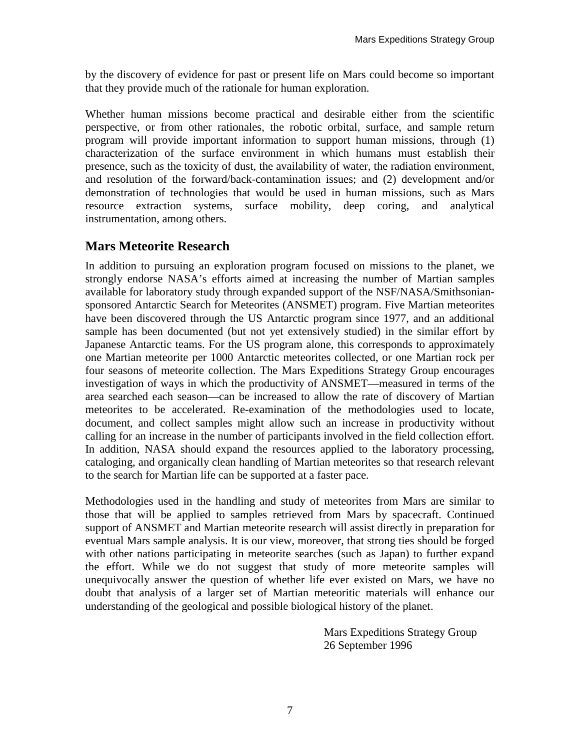by the discovery of evidence for past or present life on Mars could become so important that they provide much of the rationale for human exploration.

Whether human missions become practical and desirable either from the scientific perspective, or from other rationales, the robotic orbital, surface, and sample return program will provide important information to support human missions, through (1) characterization of the surface environment in which humans must establish their presence, such as the toxicity of dust, the availability of water, the radiation environment, and resolution of the forward/back-contamination issues; and (2) development and/or demonstration of technologies that would be used in human missions, such as Mars resource extraction systems, surface mobility, deep coring, and analytical instrumentation, among others.

## Mars Meteorite Research

In addition to pursuing an exploration program focused on missions to the planet, we strongly endorse NASA's efforts aimed at increasing the number of Martian samples available for laboratory study through expanded support of the NSF/NASA/Smithsonian-sponsored Antarctic Search for Meteorites (ANSMET) program. Five Martian meteorites have been discovered through the US Antarctic program since 1977, and an additional sample has been documented (but not yet extensively studied) in the similar effort by Japanese Antarctic teams. For the US program alone, this corresponds to approximately one Martian meteorite per 1000 Antarctic meteorites collected, or one Martian rock per four seasons of meteorite collection. The Mars Expeditions Strategy Group encourages investigation of ways in which the productivity of ANSMET—measured in terms of the area searched each season—can be increased to allow the rate of discovery of Martian meteorites to be accelerated. Re-examination of the methodologies used to locate, document, and collect samples might allow such an increase in productivity without calling for an increase in the number of participants involved in the field collection effort. In addition, NASA should expand the resources applied to the laboratory processing, cataloging, and organically clean handling of Martian meteorites so that research relevant to the search for Martian life can be supported at a faster pace.

Methodologies used in the handling and study of meteorites from Mars are similar to those that will be applied to samples retrieved from Mars by spacecraft. Continued support of ANSMET and Martian meteorite research will assist directly in preparation for eventual Mars sample analysis. It is our view, moreover, that strong ties should be forged with other nations participating in meteorite searches (such as Japan) to further expand the effort. While we do not suggest that study of more meteorite samples will unequivocally answer the question of whether life ever existed on Mars, we have no doubt that analysis of a larger set of Martian meteoritic materials will enhance our understanding of the geological and possible biological history of the planet.

Mars Expeditions Strategy Group
26 September 1996